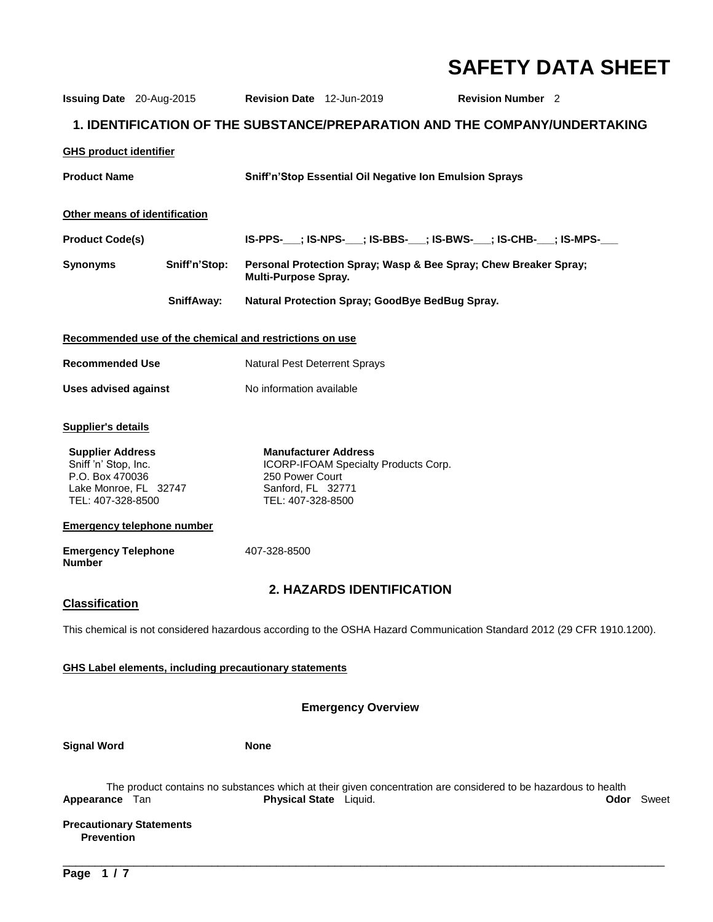# SAFETY DATA SHEET

**Issuing Date** 20-Aug-2015 **Revision Date** 12-Jun-2019 **Revision Number** 2

## 1. IDENTIFICATION OF THE SUBSTANCE/PREPARATION AND THE COMPANY/UNDERTAKING

**GHS product identifier**

**Product Name** **Sniff'n'Stop Essential Oil Negative Ion Emulsion Sprays**

**Other means of identification**

**Product Code(s)** **IS-PPS-___; IS-NPS-___; IS-BBS-___; IS-BWS-___; IS-CHB-___; IS-MPS-___**

**Synonyms** **Sniff'n'Stop:** **Personal Protection Spray; Wasp & Bee Spray; Chew Breaker Spray; Multi-Purpose Spray.**

**SniffAway:** **Natural Protection Spray; GoodBye BedBug Spray.**

**Recommended use of the chemical and restrictions on use**

**Recommended Use** Natural Pest Deterrent Sprays

**Uses advised against** No information available

**Supplier's details**

**Supplier Address**
Sniff 'n' Stop, Inc.
P.O. Box 470036
Lake Monroe, FL 32747
TEL: 407-328-8500

**Manufacturer Address**
ICORP-IFOAM Specialty Products Corp.
250 Power Court
Sanford, FL 32771
TEL: 407-328-8500

**Emergency telephone number**

**Emergency Telephone Number** 407-328-8500

## 2. HAZARDS IDENTIFICATION

**Classification**

This chemical is not considered hazardous according to the OSHA Hazard Communication Standard 2012 (29 CFR 1910.1200).

**GHS Label elements, including precautionary statements**

### Emergency Overview

**Signal Word** **None**

The product contains no substances which at their given concentration are considered to be hazardous to health

**Appearance** Tan **Physical State** Liquid. **Odor** Sweet

**Precautionary Statements**
**Prevention**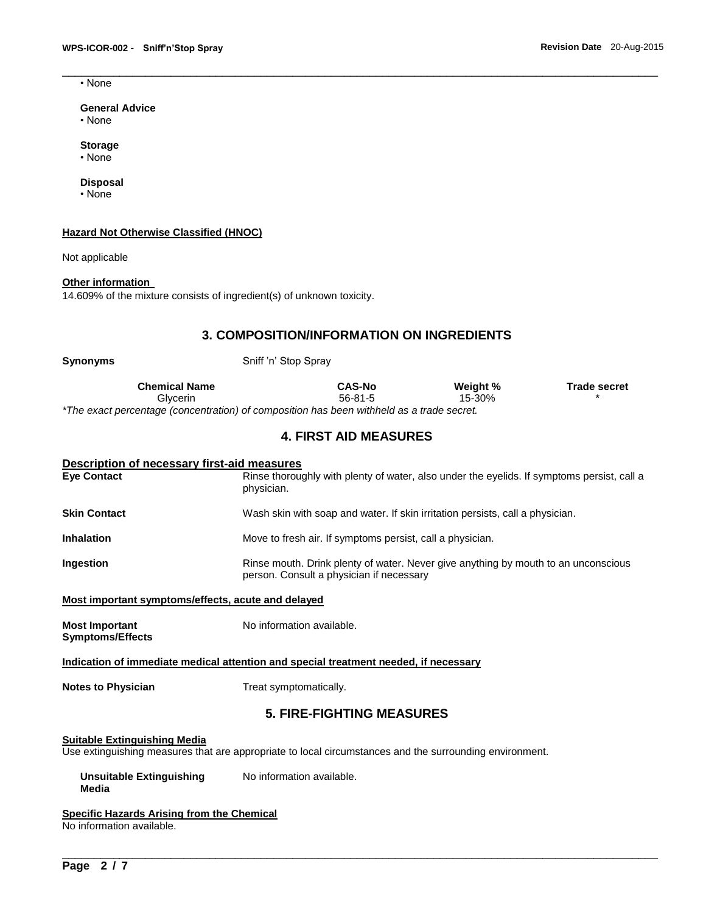• None

**General Advice**
• None

**Storage**
• None

**Disposal**
• None

**Hazard Not Otherwise Classified (HNOC)**

Not applicable

**Other information**
14.609% of the mixture consists of ingredient(s) of unknown toxicity.

## 3. COMPOSITION/INFORMATION ON INGREDIENTS

**Synonyms** Sniff 'n' Stop Spray

| Chemical Name | CAS-No | Weight % | Trade secret |
|---|---|---|---|
| Glycerin | 56-81-5 | 15-30% | * |

*\*The exact percentage (concentration) of composition has been withheld as a trade secret.*

## 4. FIRST AID MEASURES

**Description of necessary first-aid measures**

**Eye Contact** Rinse thoroughly with plenty of water, also under the eyelids. If symptoms persist, call a physician.

**Skin Contact** Wash skin with soap and water. If skin irritation persists, call a physician.

**Inhalation** Move to fresh air. If symptoms persist, call a physician.

**Ingestion** Rinse mouth. Drink plenty of water. Never give anything by mouth to an unconscious person. Consult a physician if necessary

**Most important symptoms/effects, acute and delayed**

**Most Important Symptoms/Effects** No information available.

**Indication of immediate medical attention and special treatment needed, if necessary**

**Notes to Physician** Treat symptomatically.

## 5. FIRE-FIGHTING MEASURES

**Suitable Extinguishing Media**
Use extinguishing measures that are appropriate to local circumstances and the surrounding environment.

**Unsuitable Extinguishing Media** No information available.

**Specific Hazards Arising from the Chemical**
No information available.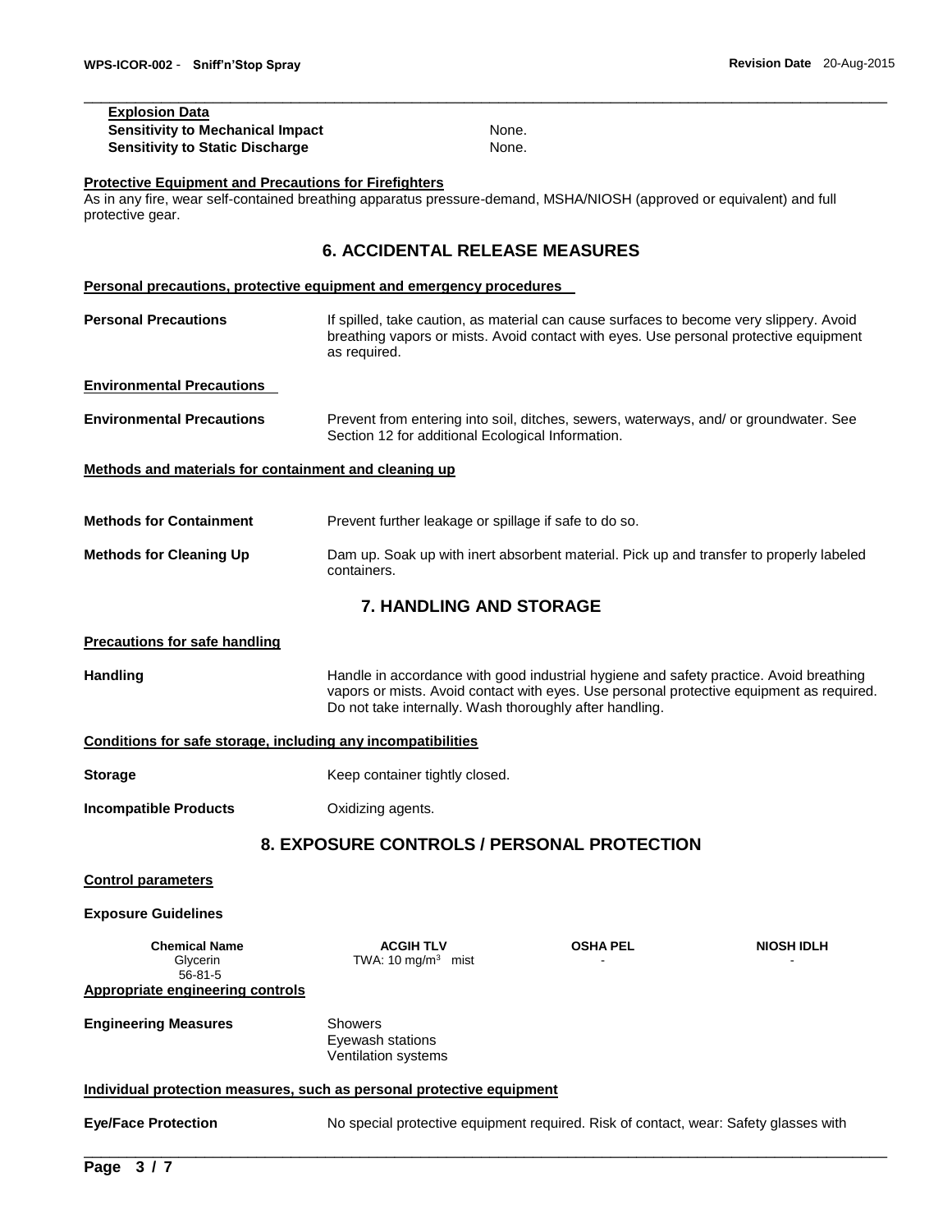**Explosion Data**

**Sensitivity to Mechanical Impact** None.

**Sensitivity to Static Discharge** None.

**Protective Equipment and Precautions for Firefighters**

As in any fire, wear self-contained breathing apparatus pressure-demand, MSHA/NIOSH (approved or equivalent) and full protective gear.

## 6. ACCIDENTAL RELEASE MEASURES

**Personal precautions, protective equipment and emergency procedures**

**Personal Precautions** If spilled, take caution, as material can cause surfaces to become very slippery. Avoid breathing vapors or mists. Avoid contact with eyes. Use personal protective equipment as required.

**Environmental Precautions**

**Environmental Precautions** Prevent from entering into soil, ditches, sewers, waterways, and/ or groundwater. See Section 12 for additional Ecological Information.

**Methods and materials for containment and cleaning up**

**Methods for Containment** Prevent further leakage or spillage if safe to do so.

**Methods for Cleaning Up** Dam up. Soak up with inert absorbent material. Pick up and transfer to properly labeled containers.

## 7. HANDLING AND STORAGE

**Precautions for safe handling**

**Handling** Handle in accordance with good industrial hygiene and safety practice. Avoid breathing vapors or mists. Avoid contact with eyes. Use personal protective equipment as required. Do not take internally. Wash thoroughly after handling.

**Conditions for safe storage, including any incompatibilities**

**Storage** Keep container tightly closed.

**Incompatible Products** Oxidizing agents.

## 8. EXPOSURE CONTROLS / PERSONAL PROTECTION

**Control parameters**

**Exposure Guidelines**

| Chemical Name | ACGIH TLV | OSHA PEL | NIOSH IDLH |
|---|---|---|---|
| Glycerin<br>56-81-5 | TWA: 10 mg/m$^3$ mist | - | - |

**Appropriate engineering controls**

**Engineering Measures** Showers
Eyewash stations
Ventilation systems

**Individual protection measures, such as personal protective equipment**

**Eye/Face Protection** No special protective equipment required. Risk of contact, wear: Safety glasses with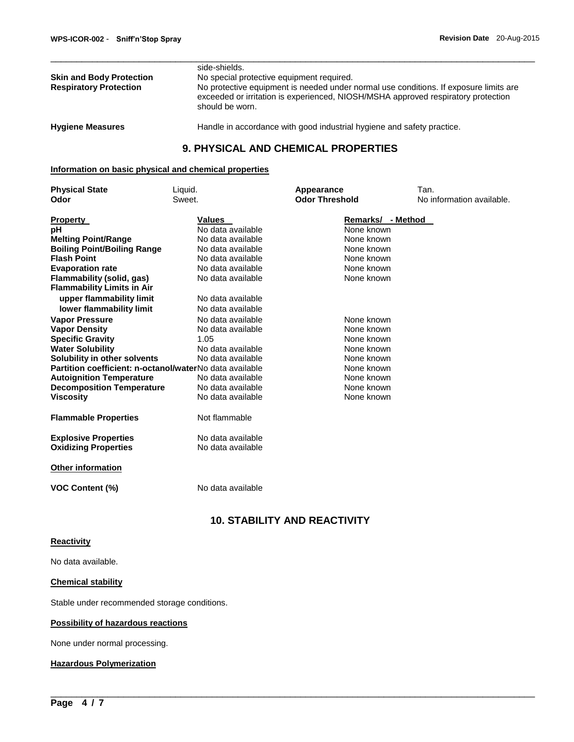| | |
|---|---|
| | side-shields. |
| **Skin and Body Protection** | No special protective equipment required. |
| **Respiratory Protection** | No protective equipment is needed under normal use conditions. If exposure limits are exceeded or irritation is experienced, NIOSH/MSHA approved respiratory protection should be worn. |
| **Hygiene Measures** | Handle in accordance with good industrial hygiene and safety practice. |

## 9. PHYSICAL AND CHEMICAL PROPERTIES

**Information on basic physical and chemical properties**

| | | | |
|---|---|---|---|
| **Physical State** | Liquid. | **Appearance** | Tan. |
| **Odor** | Sweet. | **Odor Threshold** | No information available. |

| Property | Values | Remarks/ - Method |
|---|---|---|
| **pH** | No data available | None known |
| **Melting Point/Range** | No data available | None known |
| **Boiling Point/Boiling Range** | No data available | None known |
| **Flash Point** | No data available | None known |
| **Evaporation rate** | No data available | None known |
| **Flammability (solid, gas)** | No data available | None known |
| **Flammability Limits in Air** | | |
| **upper flammability limit** | No data available | |
| **lower flammability limit** | No data available | |
| **Vapor Pressure** | No data available | None known |
| **Vapor Density** | No data available | None known |
| **Specific Gravity** | 1.05 | None known |
| **Water Solubility** | No data available | None known |
| **Solubility in other solvents** | No data available | None known |
| **Partition coefficient: n-octanol/water** | No data available | None known |
| **Autoignition Temperature** | No data available | None known |
| **Decomposition Temperature** | No data available | None known |
| **Viscosity** | No data available | None known |
| **Flammable Properties** | Not flammable | |
| **Explosive Properties** | No data available | |
| **Oxidizing Properties** | No data available | |

**Other information**

| | |
|---|---|
| **VOC Content (%)** | No data available |

## 10. STABILITY AND REACTIVITY

**Reactivity**

No data available.

**Chemical stability**

Stable under recommended storage conditions.

**Possibility of hazardous reactions**

None under normal processing.

**Hazardous Polymerization**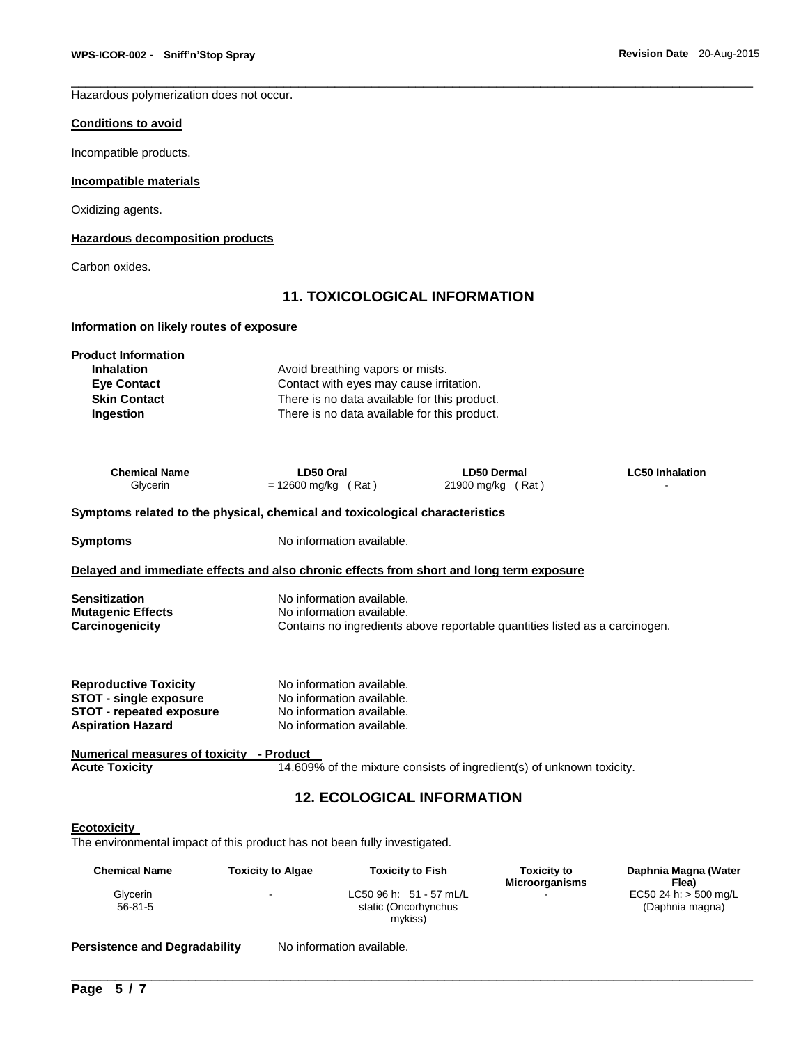Hazardous polymerization does not occur.

**Conditions to avoid**

Incompatible products.

**Incompatible materials**

Oxidizing agents.

**Hazardous decomposition products**

Carbon oxides.

## 11. TOXICOLOGICAL INFORMATION

**Information on likely routes of exposure**

**Product Information**

| | |
|---|---|
| **Inhalation** | Avoid breathing vapors or mists. |
| **Eye Contact** | Contact with eyes may cause irritation. |
| **Skin Contact** | There is no data available for this product. |
| **Ingestion** | There is no data available for this product. |

| Chemical Name | LD50 Oral | LD50 Dermal | LC50 Inhalation |
|---|---|---|---|
| Glycerin | = 12600 mg/kg ( Rat ) | 21900 mg/kg ( Rat ) | - |

**Symptoms related to the physical, chemical and toxicological characteristics**

**Symptoms** No information available.

**Delayed and immediate effects and also chronic effects from short and long term exposure**

| | |
|---|---|
| **Sensitization** | No information available. |
| **Mutagenic Effects** | No information available. |
| **Carcinogenicity** | Contains no ingredients above reportable quantities listed as a carcinogen. |

| | |
|---|---|
| **Reproductive Toxicity** | No information available. |
| **STOT - single exposure** | No information available. |
| **STOT - repeated exposure** | No information available. |
| **Aspiration Hazard** | No information available. |

**Numerical measures of toxicity - Product**

**Acute Toxicity** 14.609% of the mixture consists of ingredient(s) of unknown toxicity.

## 12. ECOLOGICAL INFORMATION

**Ecotoxicity**

The environmental impact of this product has not been fully investigated.

| Chemical Name | Toxicity to Algae | Toxicity to Fish | Toxicity to Microorganisms | Daphnia Magna (Water Flea) |
|---|---|---|---|---|
| Glycerin 56-81-5 | - | LC50 96 h: 51 - 57 mL/L static (Oncorhynchus mykiss) | - | EC50 24 h: > 500 mg/L (Daphnia magna) |

**Persistence and Degradability** No information available.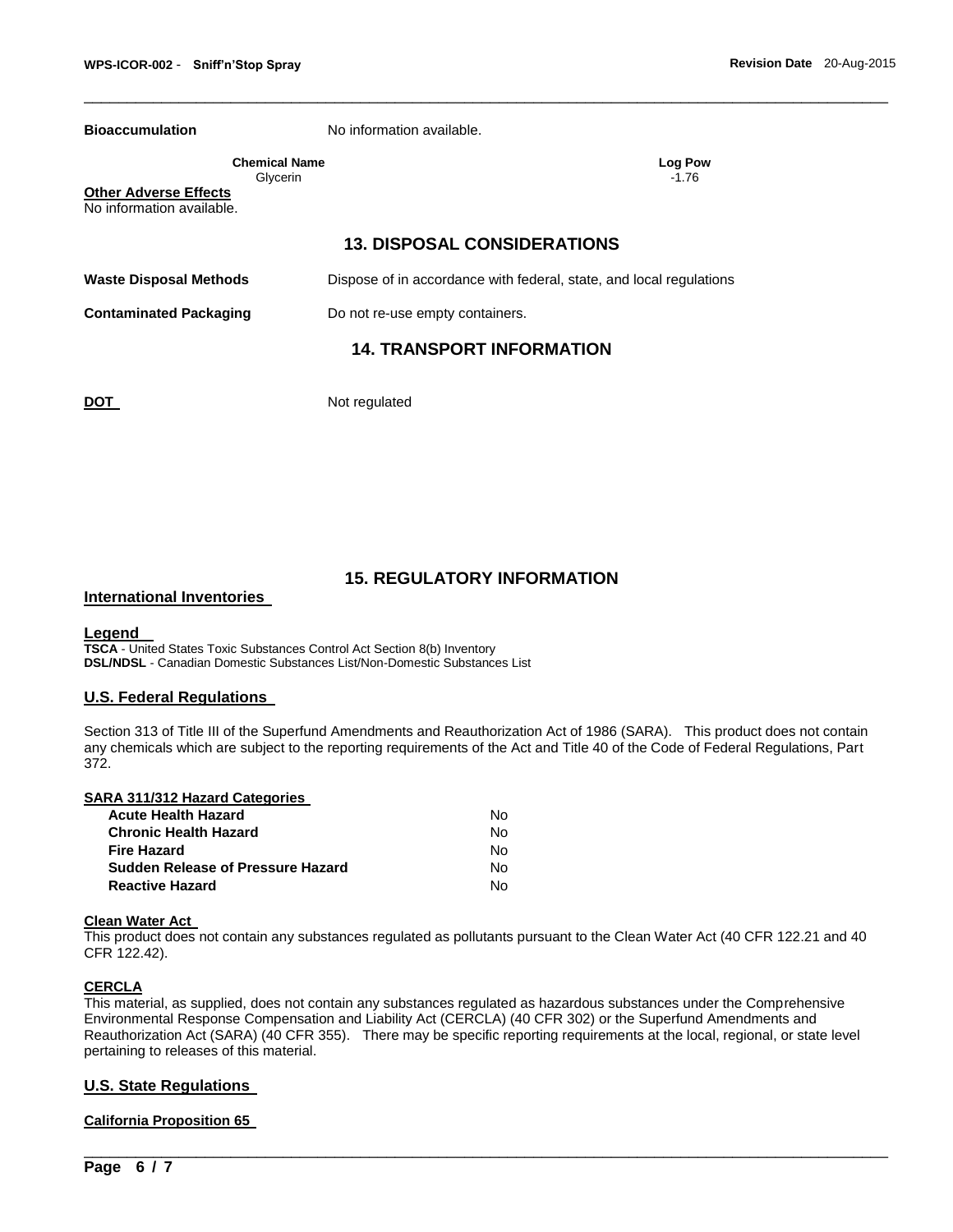**Bioaccumulation** No information available.

| Chemical Name | Log Pow |
|---|---|
| Glycerin | -1.76 |

**Other Adverse Effects**
No information available.

## 13. DISPOSAL CONSIDERATIONS

**Waste Disposal Methods** Dispose of in accordance with federal, state, and local regulations

**Contaminated Packaging** Do not re-use empty containers.

## 14. TRANSPORT INFORMATION

**DOT** Not regulated

## 15. REGULATORY INFORMATION

### International Inventories

**Legend**
**TSCA** - United States Toxic Substances Control Act Section 8(b) Inventory
**DSL/NDSL** - Canadian Domestic Substances List/Non-Domestic Substances List

### U.S. Federal Regulations

Section 313 of Title III of the Superfund Amendments and Reauthorization Act of 1986 (SARA). This product does not contain any chemicals which are subject to the reporting requirements of the Act and Title 40 of the Code of Federal Regulations, Part 372.

**SARA 311/312 Hazard Categories**

| | |
|---|---|
| **Acute Health Hazard** | No |
| **Chronic Health Hazard** | No |
| **Fire Hazard** | No |
| **Sudden Release of Pressure Hazard** | No |
| **Reactive Hazard** | No |

**Clean Water Act**
This product does not contain any substances regulated as pollutants pursuant to the Clean Water Act (40 CFR 122.21 and 40 CFR 122.42).

**CERCLA**
This material, as supplied, does not contain any substances regulated as hazardous substances under the Comprehensive Environmental Response Compensation and Liability Act (CERCLA) (40 CFR 302) or the Superfund Amendments and Reauthorization Act (SARA) (40 CFR 355). There may be specific reporting requirements at the local, regional, or state level pertaining to releases of this material.

### U.S. State Regulations

**California Proposition 65**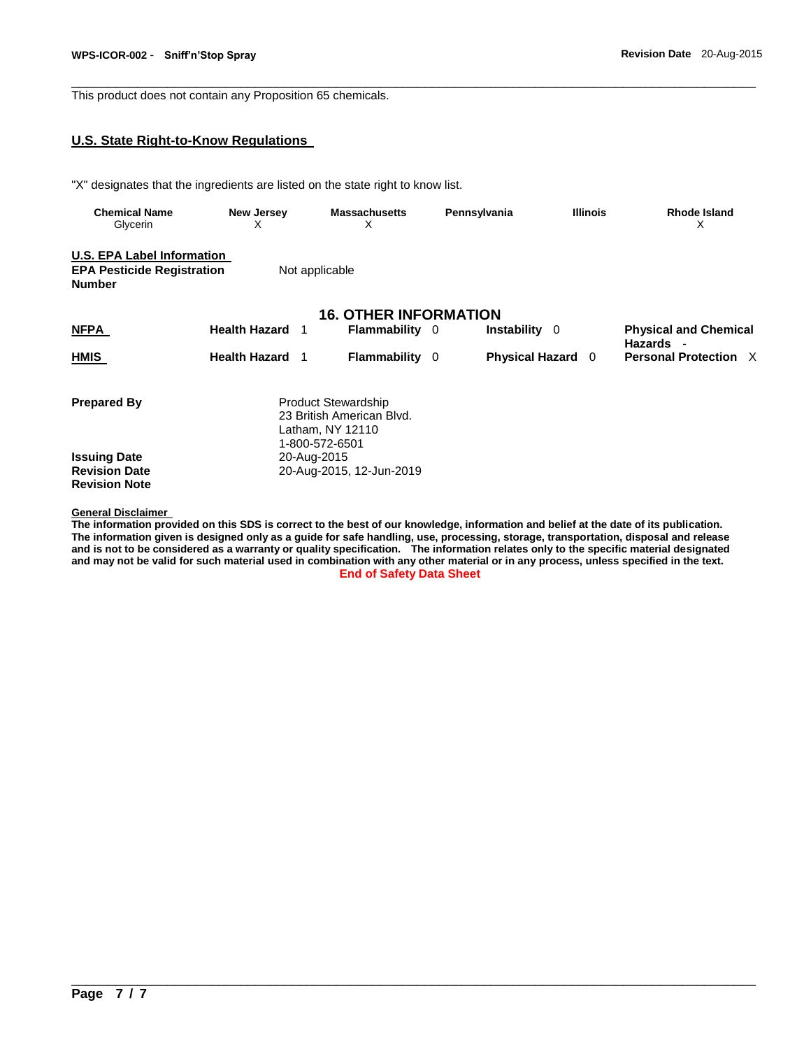This product does not contain any Proposition 65 chemicals.

## U.S. State Right-to-Know Regulations

"X" designates that the ingredients are listed on the state right to know list.

| Chemical Name | New Jersey | Massachusetts | Pennsylvania | Illinois | Rhode Island |
|---|---|---|---|---|---|
| Glycerin | X | X | | | X |

**U.S. EPA Label Information**

**EPA Pesticide Registration Number** Not applicable

## 16. OTHER INFORMATION

| | | | | |
|---|---|---|---|---|
| **NFPA** | **Health Hazard** 1 | **Flammability** 0 | **Instability** 0 | **Physical and Chemical Hazards** - |
| **HMIS** | **Health Hazard** 1 | **Flammability** 0 | **Physical Hazard** 0 | **Personal Protection** X |

**Prepared By** Product Stewardship
23 British American Blvd.
Latham, NY 12110
1-800-572-6501

**Issuing Date** 20-Aug-2015

**Revision Date** 20-Aug-2015, 12-Jun-2019

**Revision Note**

**General Disclaimer**

**The information provided on this SDS is correct to the best of our knowledge, information and belief at the date of its publication. The information given is designed only as a guide for safe handling, use, processing, storage, transportation, disposal and release and is not to be considered as a warranty or quality specification. The information relates only to the specific material designated and may not be valid for such material used in combination with any other material or in any process, unless specified in the text.**

**End of Safety Data Sheet**